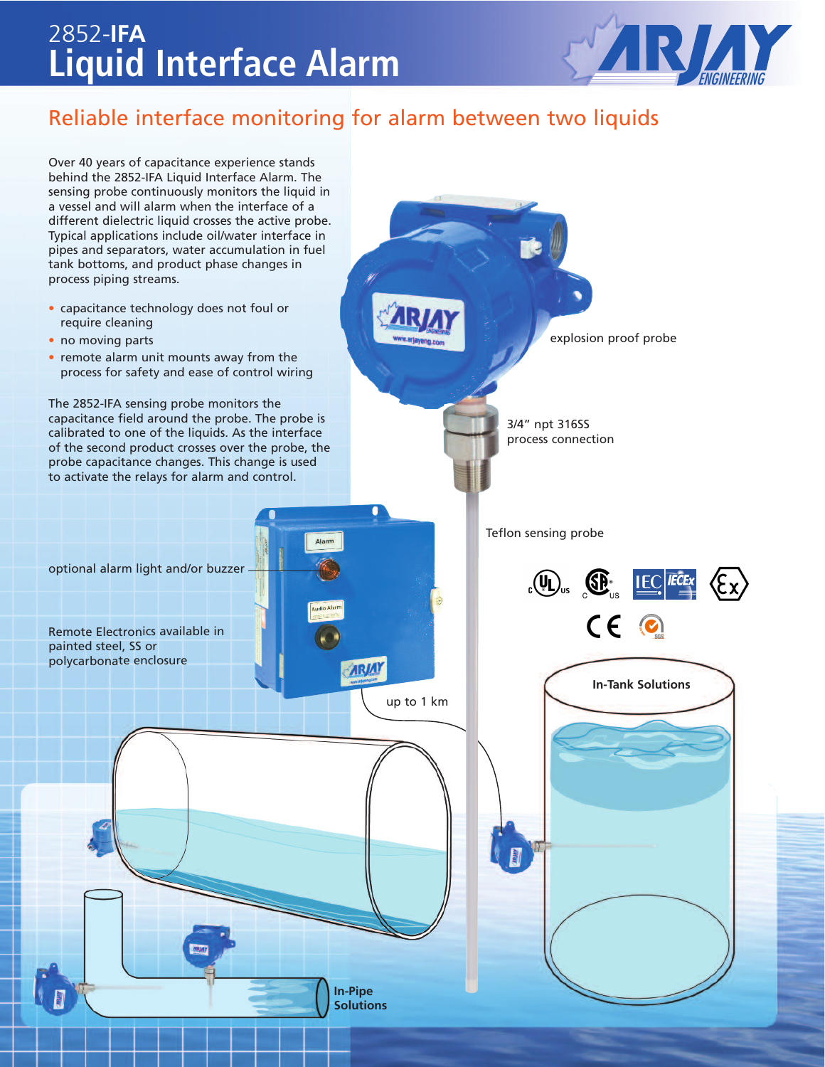# 2852-IFA Liquid Interface Alarm

## Reliable interface monitoring for alarm between two liquids

Over 40 years of capacitance experience stands behind the 2852-IFA Liquid Interface Alarm. The sensing probe continuously monitors the liquid in a vessel and will alarm when the interface of a different dielectric liquid crosses the active probe. Typical applications include oil/water interface in pipes and separators, water accumulation in fuel tank bottoms, and product phase changes in process piping streams.

- capacitance technology does not foul or require cleaning
- no moving parts
- remote alarm unit mounts away from the process for safety and ease of control wiring

The 2852-IFA sensing probe monitors the capacitance field around the probe. The probe is calibrated to one of the liquids. As the interface of the second product crosses over the probe, the probe capacitance changes. This change is used to activate the relays for alarm and control.

explosion proof probe

3/4" npt 316SS process connection

Teflon sensing probe

optional alarm light and/or buzzer

Remote Electronics available in painted steel, SS or polycarbonate enclosure

up to 1 km

**In-Tank Solutions**

**In-Pipe Solutions**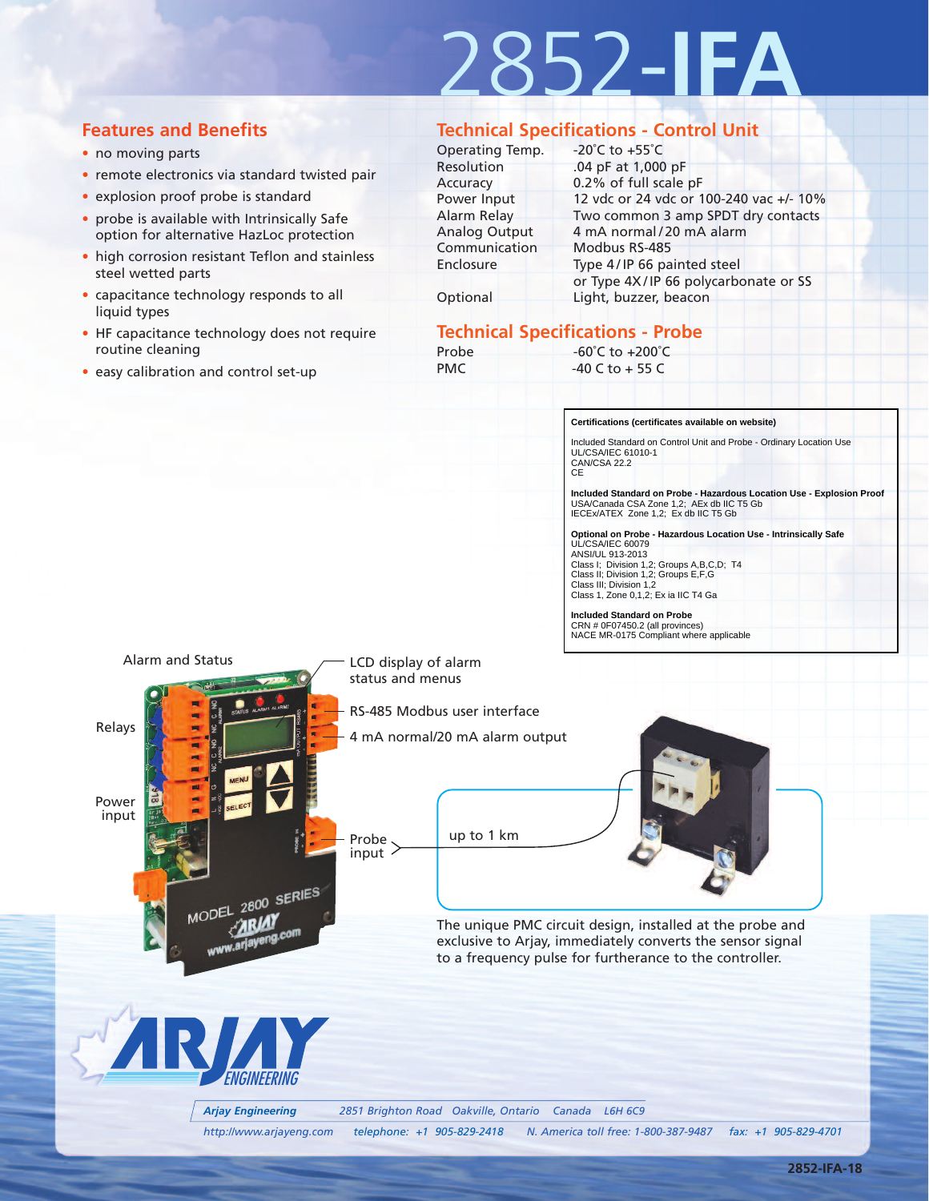# 2852-IFA

## Features and Benefits

- no moving parts
- remote electronics via standard twisted pair
- explosion proof probe is standard
- probe is available with Intrinsically Safe option for alternative HazLoc protection
- high corrosion resistant Teflon and stainless steel wetted parts
- capacitance technology responds to all liquid types
- HF capacitance technology does not require routine cleaning
- easy calibration and control set-up

## Technical Specifications - Control Unit

| | |
|---|---|
| Operating Temp. | -20˚C to +55˚C |
| Resolution | .04 pF at 1,000 pF |
| Accuracy | 0.2% of full scale pF |
| Power Input | 12 vdc or 24 vdc or 100-240 vac +/- 10% |
| Alarm Relay | Two common 3 amp SPDT dry contacts |
| Analog Output | 4 mA normal / 20 mA alarm |
| Communication | Modbus RS-485 |
| Enclosure | Type 4 / IP 66 painted steel or Type 4X / IP 66 polycarbonate or SS |
| Optional | Light, buzzer, beacon |

## Technical Specifications - Probe

| | |
|---|---|
| Probe | -60˚C to +200˚C |
| PMC | -40 C to + 55 C |

**Certifications (certificates available on website)**

Included Standard on Control Unit and Probe - Ordinary Location Use
UL/CSA/IEC 61010-1
CAN/CSA 22.2
CE

**Included Standard on Probe - Hazardous Location Use - Explosion Proof**
USA/Canada CSA Zone 1,2; AEx db IIC T5 Gb
IECEx/ATEX Zone 1,2; Ex db IIC T5 Gb

**Optional on Probe - Hazardous Location Use - Intrinsically Safe**
UL/CSA/IEC 60079
ANSI/UL 913-2013
Class I; Division 1,2; Groups A,B,C,D; T4
Class II; Division 1,2; Groups E,F,G
Class III; Division 1,2
Class 1, Zone 0,1,2; Ex ia IIC T4 Ga

**Included Standard on Probe**
CRN # 0F07450.2 (all provinces)
NACE MR-0175 Compliant where applicable

Alarm and Status
Relays
Power input
LCD display of alarm status and menus
RS-485 Modbus user interface
4 mA normal/20 mA alarm output
Probe input
up to 1 km

The unique PMC circuit design, installed at the probe and exclusive to Arjay, immediately converts the sensor signal to a frequency pulse for furtherance to the controller.

ARJAY ENGINEERING

*Arjay Engineering* 2851 Brighton Road Oakville, Ontario Canada L6H 6C9
http://www.arjayeng.com telephone: +1 905-829-2418 N. America toll free: 1-800-387-9487 fax: +1 905-829-4701

2852-IFA-18